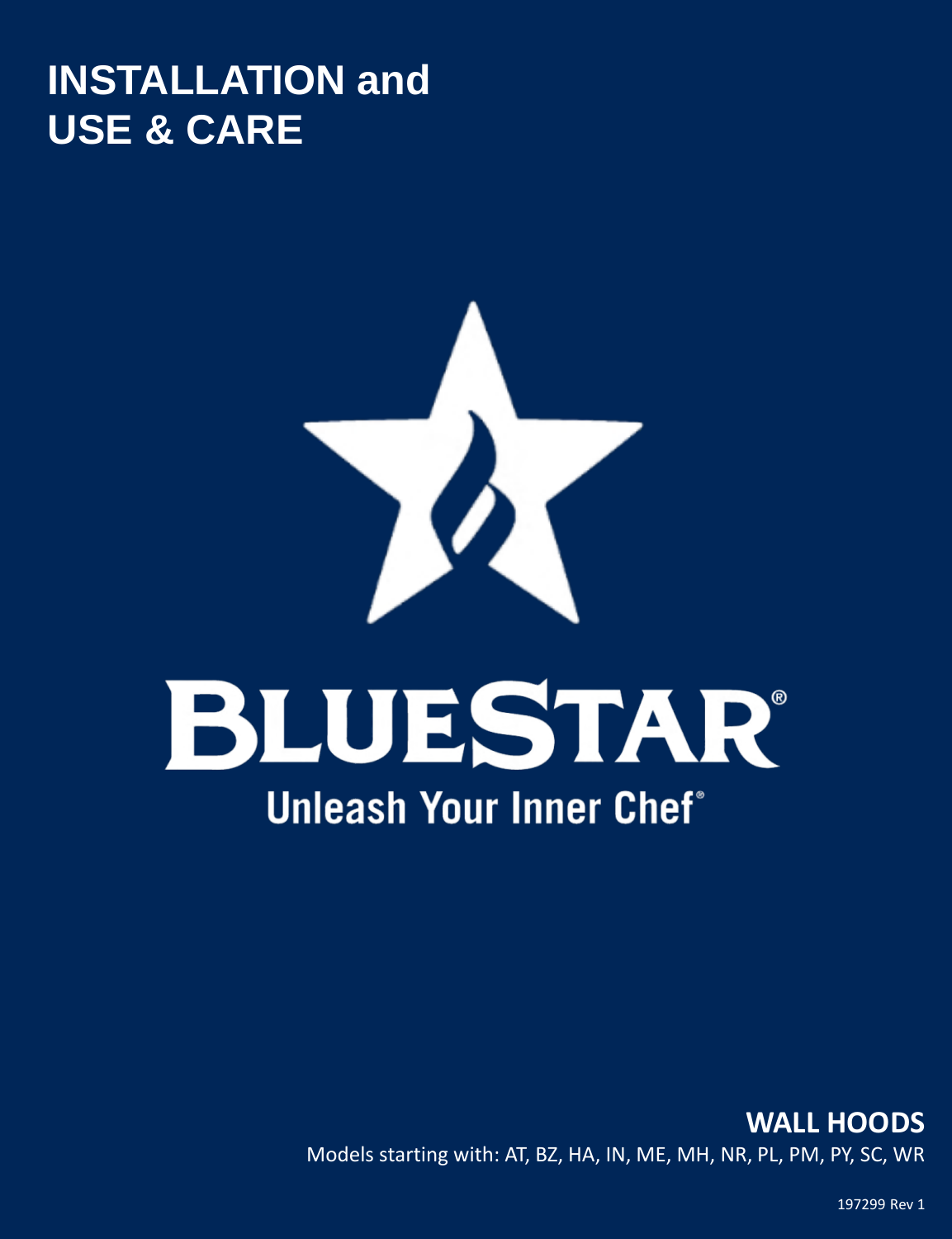# INSTALLATION and USE & CARE

BLUESTAR®

Unleash Your Inner Chef®

## WALL HOODS

Models starting with: AT, BZ, HA, IN, ME, MH, NR, PL, PM, PY, SC, WR

197299 Rev 1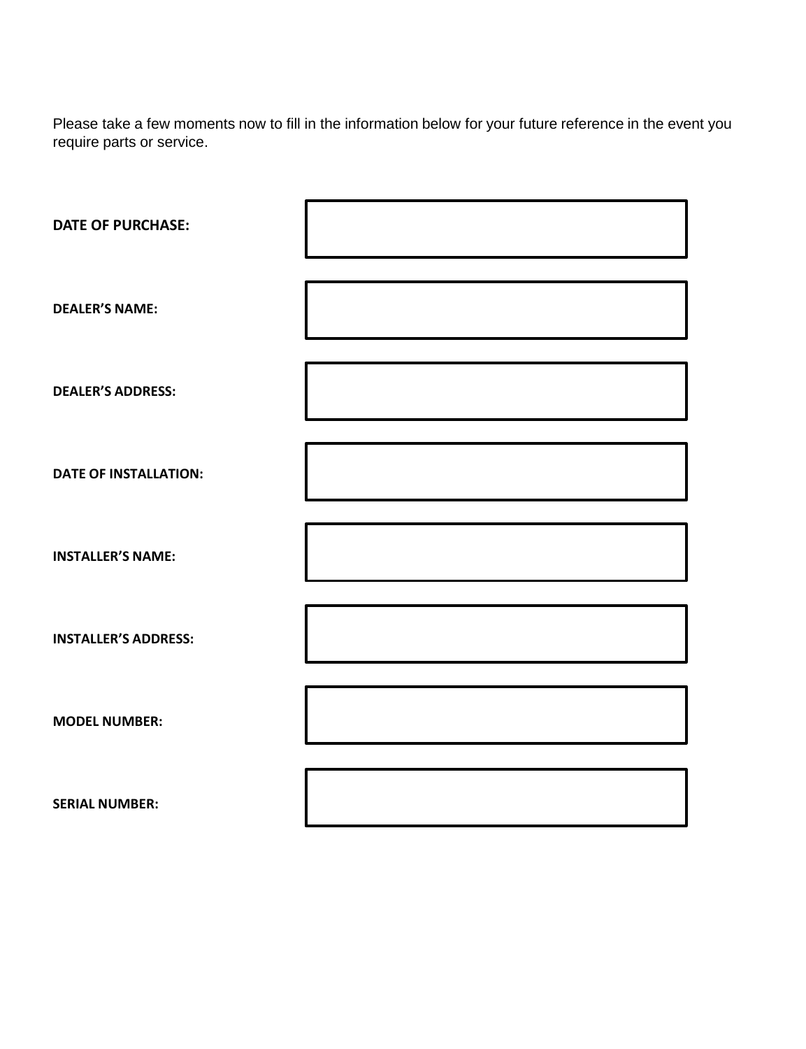Please take a few moments now to fill in the information below for your future reference in the event you require parts or service.

| | |
|---|---|
| **DATE OF PURCHASE:** | |
| **DEALER'S NAME:** | |
| **DEALER'S ADDRESS:** | |
| **DATE OF INSTALLATION:** | |
| **INSTALLER'S NAME:** | |
| **INSTALLER'S ADDRESS:** | |
| **MODEL NUMBER:** | |
| **SERIAL NUMBER:** | |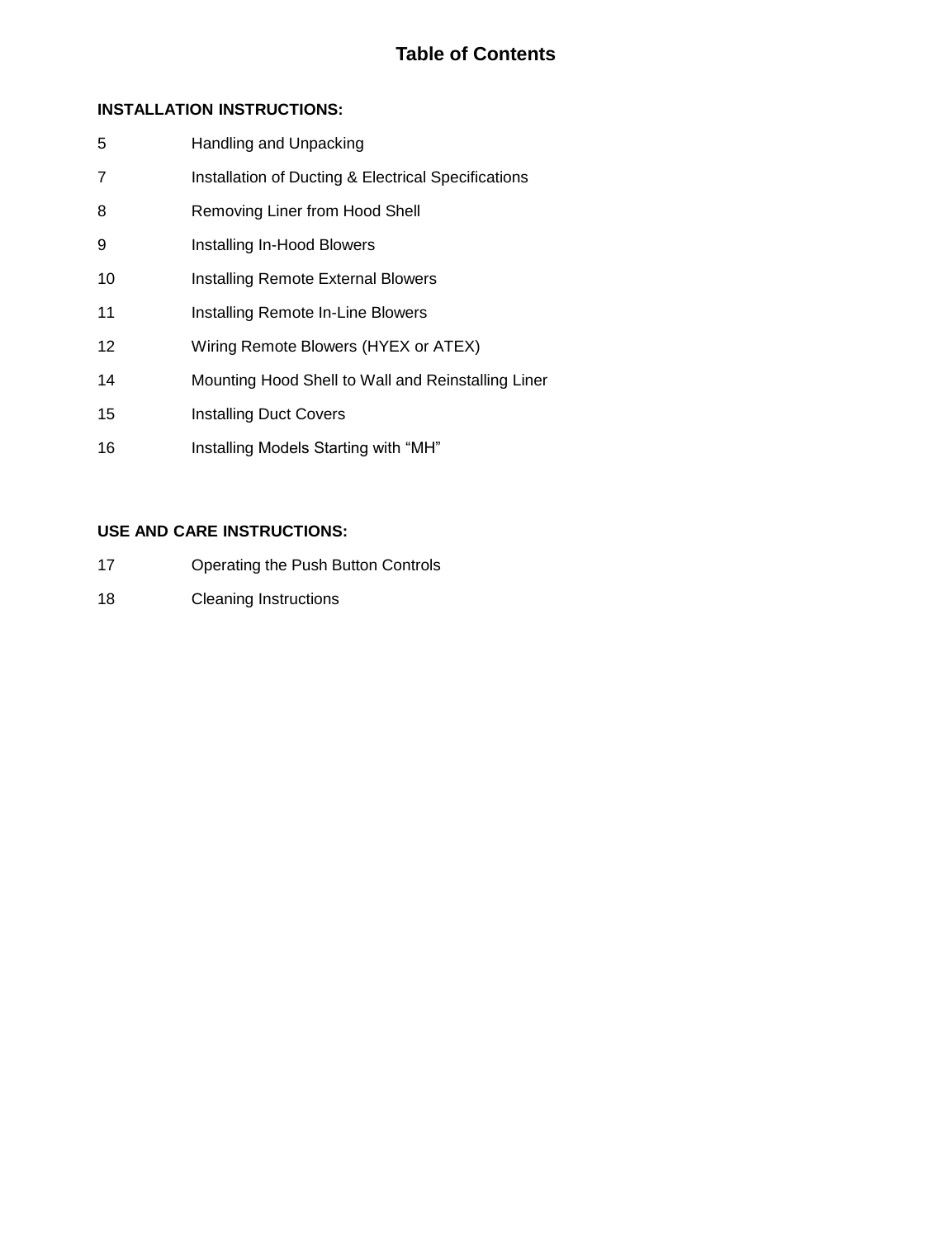# Table of Contents

**INSTALLATION INSTRUCTIONS:**

| | |
|---|---|
| 5 | Handling and Unpacking |
| 7 | Installation of Ducting & Electrical Specifications |
| 8 | Removing Liner from Hood Shell |
| 9 | Installing In-Hood Blowers |
| 10 | Installing Remote External Blowers |
| 11 | Installing Remote In-Line Blowers |
| 12 | Wiring Remote Blowers (HYEX or ATEX) |
| 14 | Mounting Hood Shell to Wall and Reinstalling Liner |
| 15 | Installing Duct Covers |
| 16 | Installing Models Starting with “MH” |

**USE AND CARE INSTRUCTIONS:**

| | |
|---|---|
| 17 | Operating the Push Button Controls |
| 18 | Cleaning Instructions |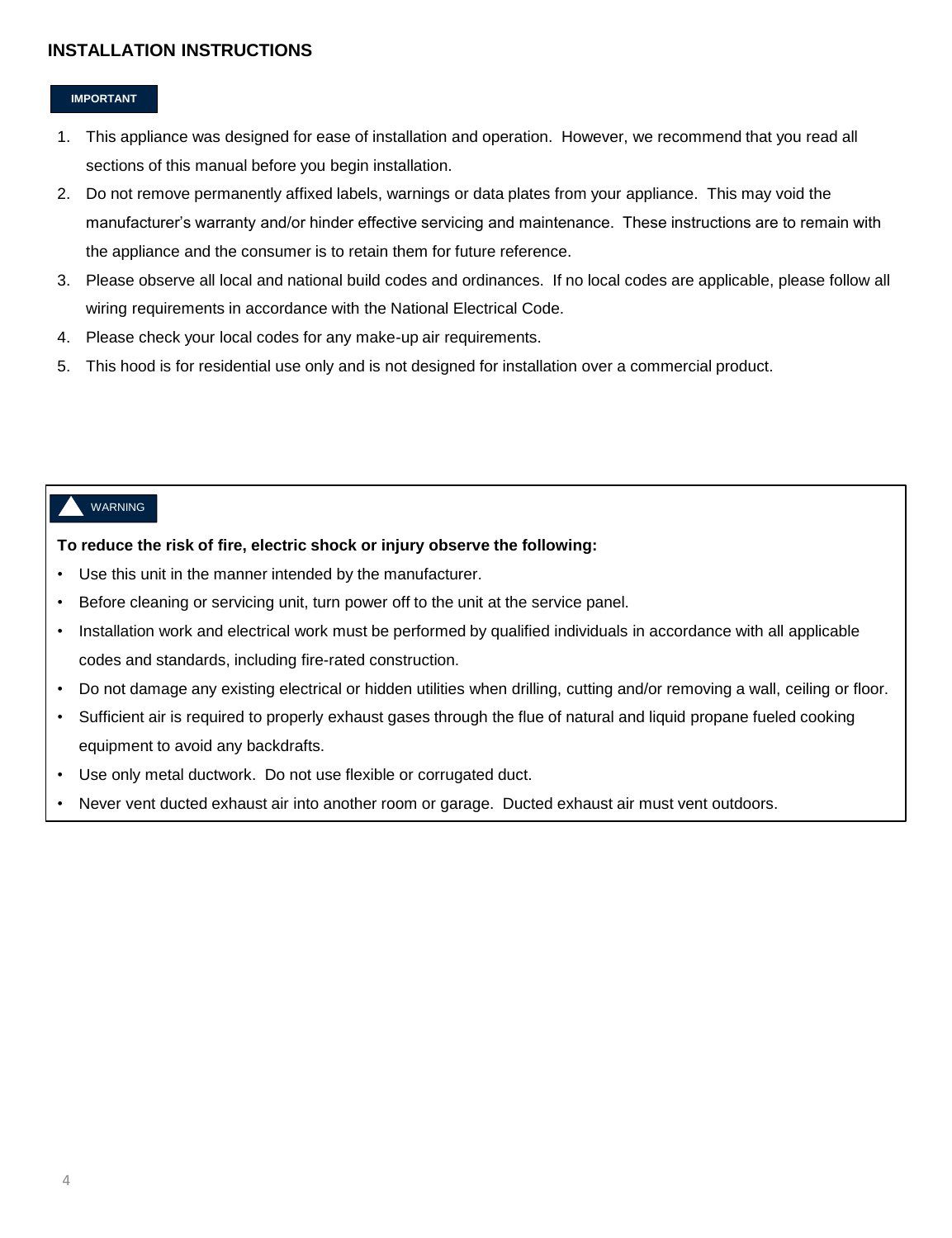## INSTALLATION INSTRUCTIONS

**IMPORTANT**

1. This appliance was designed for ease of installation and operation. However, we recommend that you read all sections of this manual before you begin installation.
2. Do not remove permanently affixed labels, warnings or data plates from your appliance. This may void the manufacturer's warranty and/or hinder effective servicing and maintenance. These instructions are to remain with the appliance and the consumer is to retain them for future reference.
3. Please observe all local and national build codes and ordinances. If no local codes are applicable, please follow all wiring requirements in accordance with the National Electrical Code.
4. Please check your local codes for any make-up air requirements.
5. This hood is for residential use only and is not designed for installation over a commercial product.

**WARNING**

**To reduce the risk of fire, electric shock or injury observe the following:**

- Use this unit in the manner intended by the manufacturer.
- Before cleaning or servicing unit, turn power off to the unit at the service panel.
- Installation work and electrical work must be performed by qualified individuals in accordance with all applicable codes and standards, including fire-rated construction.
- Do not damage any existing electrical or hidden utilities when drilling, cutting and/or removing a wall, ceiling or floor.
- Sufficient air is required to properly exhaust gases through the flue of natural and liquid propane fueled cooking equipment to avoid any backdrafts.
- Use only metal ductwork. Do not use flexible or corrugated duct.
- Never vent ducted exhaust air into another room or garage. Ducted exhaust air must vent outdoors.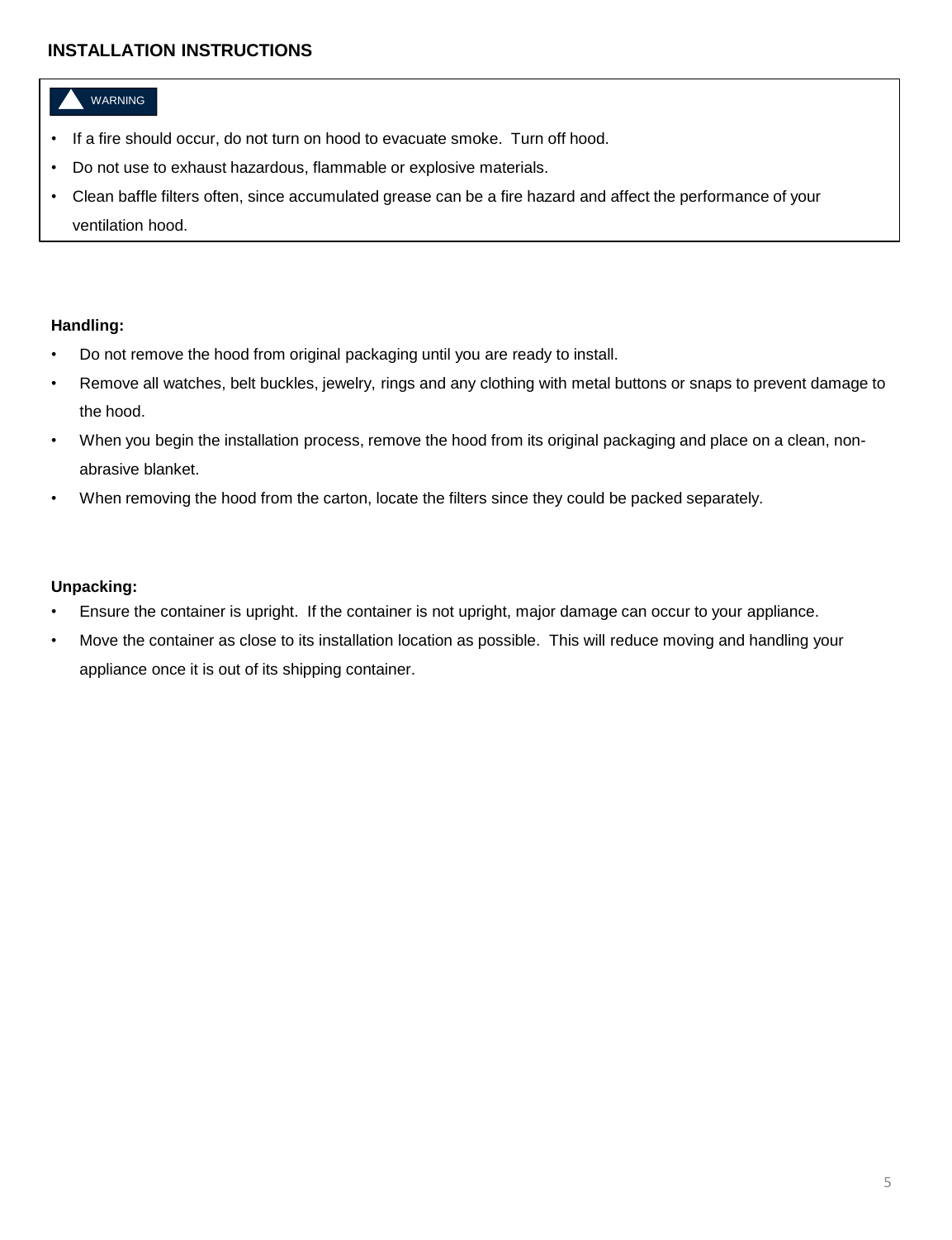## INSTALLATION INSTRUCTIONS

**WARNING**

- If a fire should occur, do not turn on hood to evacuate smoke. Turn off hood.
- Do not use to exhaust hazardous, flammable or explosive materials.
- Clean baffle filters often, since accumulated grease can be a fire hazard and affect the performance of your ventilation hood.

**Handling:**

- Do not remove the hood from original packaging until you are ready to install.
- Remove all watches, belt buckles, jewelry, rings and any clothing with metal buttons or snaps to prevent damage to the hood.
- When you begin the installation process, remove the hood from its original packaging and place on a clean, non-abrasive blanket.
- When removing the hood from the carton, locate the filters since they could be packed separately.

**Unpacking:**

- Ensure the container is upright. If the container is not upright, major damage can occur to your appliance.
- Move the container as close to its installation location as possible. This will reduce moving and handling your appliance once it is out of its shipping container.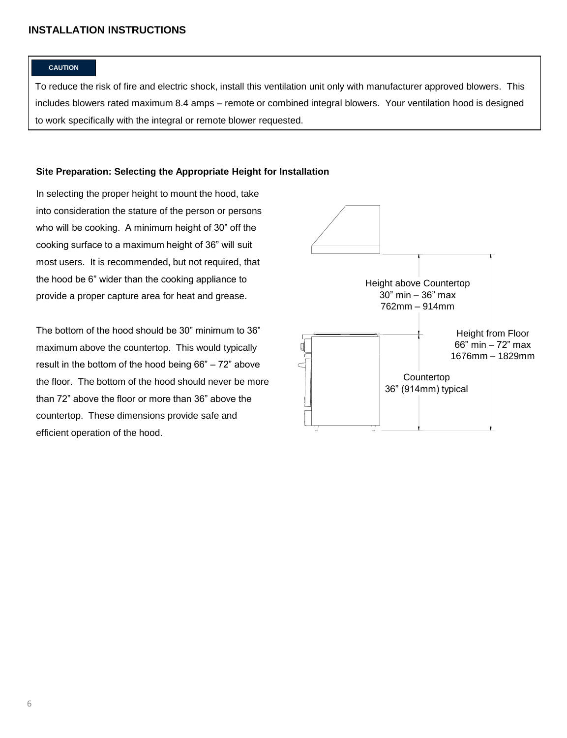## INSTALLATION INSTRUCTIONS

**CAUTION**

To reduce the risk of fire and electric shock, install this ventilation unit only with manufacturer approved blowers. This includes blowers rated maximum 8.4 amps – remote or combined integral blowers. Your ventilation hood is designed to work specifically with the integral or remote blower requested.

### Site Preparation: Selecting the Appropriate Height for Installation

In selecting the proper height to mount the hood, take into consideration the stature of the person or persons who will be cooking. A minimum height of 30" off the cooking surface to a maximum height of 36" will suit most users. It is recommended, but not required, that the hood be 6" wider than the cooking appliance to provide a proper capture area for heat and grease.

The bottom of the hood should be 30" minimum to 36" maximum above the countertop. This would typically result in the bottom of the hood being 66" – 72" above the floor. The bottom of the hood should never be more than 72" above the floor or more than 36" above the countertop. These dimensions provide safe and efficient operation of the hood.

Height above Countertop
30" min – 36" max
762mm – 914mm

Height from Floor
66" min – 72" max
1676mm – 1829mm

Countertop
36" (914mm) typical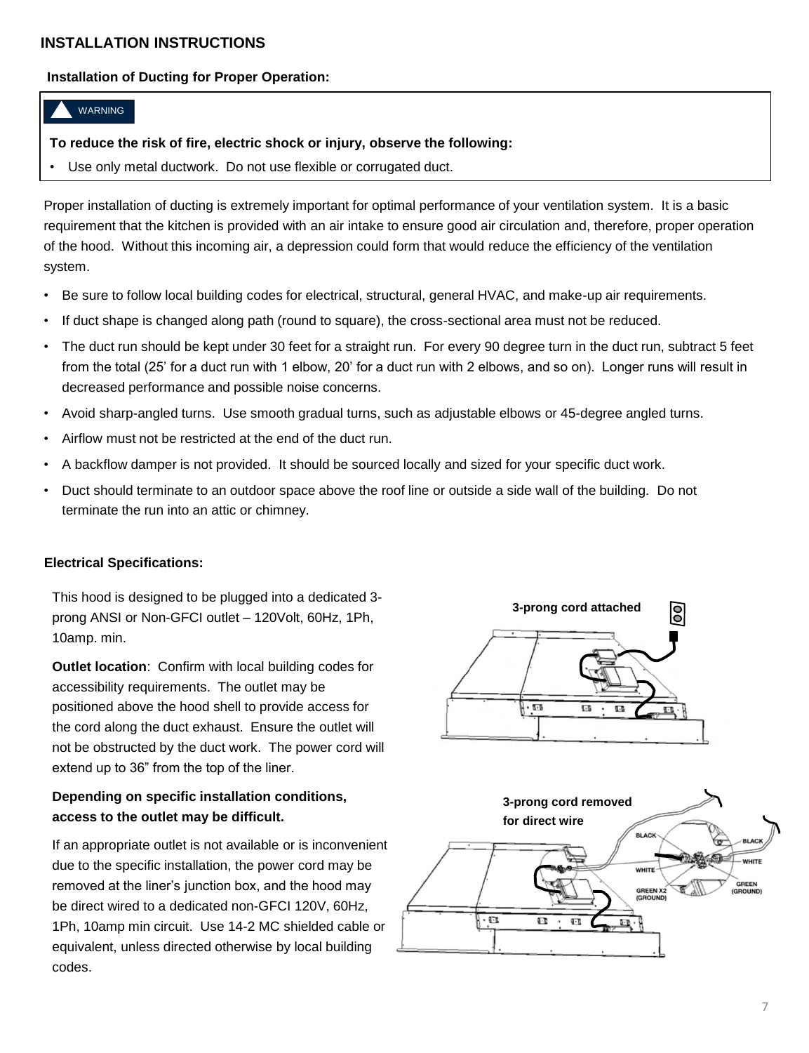## INSTALLATION INSTRUCTIONS

**Installation of Ducting for Proper Operation:**

> **WARNING**
>
> **To reduce the risk of fire, electric shock or injury, observe the following:**
>
> - Use only metal ductwork. Do not use flexible or corrugated duct.

Proper installation of ducting is extremely important for optimal performance of your ventilation system. It is a basic requirement that the kitchen is provided with an air intake to ensure good air circulation and, therefore, proper operation of the hood. Without this incoming air, a depression could form that would reduce the efficiency of the ventilation system.

- Be sure to follow local building codes for electrical, structural, general HVAC, and make-up air requirements.
- If duct shape is changed along path (round to square), the cross-sectional area must not be reduced.
- The duct run should be kept under 30 feet for a straight run. For every 90 degree turn in the duct run, subtract 5 feet from the total (25' for a duct run with 1 elbow, 20' for a duct run with 2 elbows, and so on). Longer runs will result in decreased performance and possible noise concerns.
- Avoid sharp-angled turns. Use smooth gradual turns, such as adjustable elbows or 45-degree angled turns.
- Airflow must not be restricted at the end of the duct run.
- A backflow damper is not provided. It should be sourced locally and sized for your specific duct work.
- Duct should terminate to an outdoor space above the roof line or outside a side wall of the building. Do not terminate the run into an attic or chimney.

**Electrical Specifications:**

This hood is designed to be plugged into a dedicated 3-prong ANSI or Non-GFCI outlet – 120Volt, 60Hz, 1Ph, 10amp. min.

**Outlet location**: Confirm with local building codes for accessibility requirements. The outlet may be positioned above the hood shell to provide access for the cord along the duct exhaust. Ensure the outlet will not be obstructed by the duct work. The power cord will extend up to 36" from the top of the liner.

**Depending on specific installation conditions, access to the outlet may be difficult.**

If an appropriate outlet is not available or is inconvenient due to the specific installation, the power cord may be removed at the liner's junction box, and the hood may be direct wired to a dedicated non-GFCI 120V, 60Hz, 1Ph, 10amp min circuit. Use 14-2 MC shielded cable or equivalent, unless directed otherwise by local building codes.

**3-prong cord attached**

**3-prong cord removed for direct wire**

BLACK, WHITE, GREEN X2 (GROUND), BLACK, WHITE, GREEN (GROUND)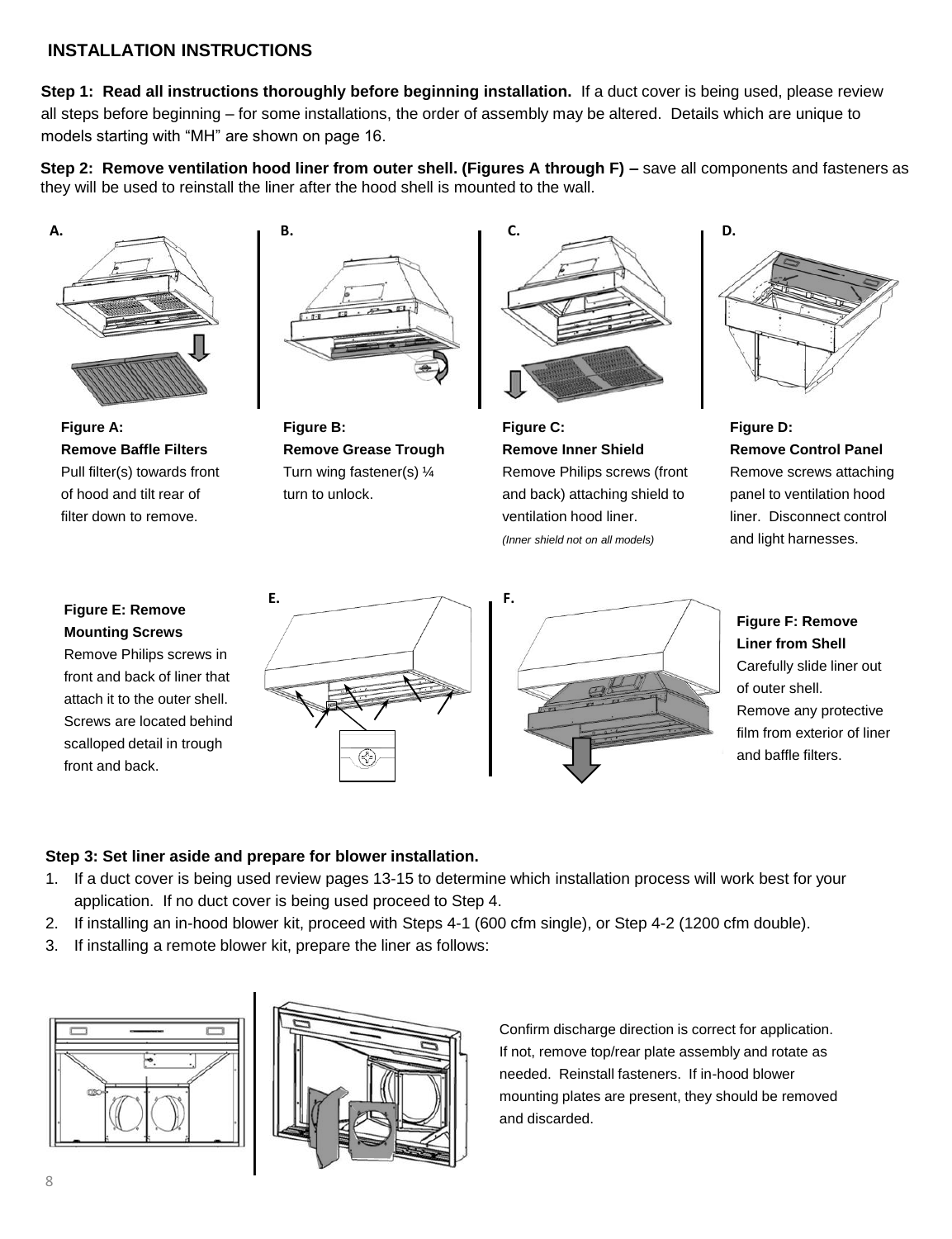## INSTALLATION INSTRUCTIONS

**Step 1: Read all instructions thoroughly before beginning installation.** If a duct cover is being used, please review all steps before beginning – for some installations, the order of assembly may be altered. Details which are unique to models starting with “MH” are shown on page 16.

**Step 2: Remove ventilation hood liner from outer shell. (Figures A through F) –** save all components and fasteners as they will be used to reinstall the liner after the hood shell is mounted to the wall.

**Figure A: Remove Baffle Filters**
Pull filter(s) towards front of hood and tilt rear of filter down to remove.

**Figure B: Remove Grease Trough**
Turn wing fastener(s) ¼ turn to unlock.

**Figure C: Remove Inner Shield**
Remove Philips screws (front and back) attaching shield to ventilation hood liner.
*(Inner shield not on all models)*

**Figure D: Remove Control Panel**
Remove screws attaching panel to ventilation hood liner. Disconnect control and light harnesses.

**Figure E: Remove Mounting Screws**
Remove Philips screws in front and back of liner that attach it to the outer shell. Screws are located behind scalloped detail in trough front and back.

**Figure F: Remove Liner from Shell**
Carefully slide liner out of outer shell.
Remove any protective film from exterior of liner and baffle filters.

**Step 3: Set liner aside and prepare for blower installation.**

1. If a duct cover is being used review pages 13-15 to determine which installation process will work best for your application. If no duct cover is being used proceed to Step 4.
2. If installing an in-hood blower kit, proceed with Steps 4-1 (600 cfm single), or Step 4-2 (1200 cfm double).
3. If installing a remote blower kit, prepare the liner as follows:

Confirm discharge direction is correct for application. If not, remove top/rear plate assembly and rotate as needed. Reinstall fasteners. If in-hood blower mounting plates are present, they should be removed and discarded.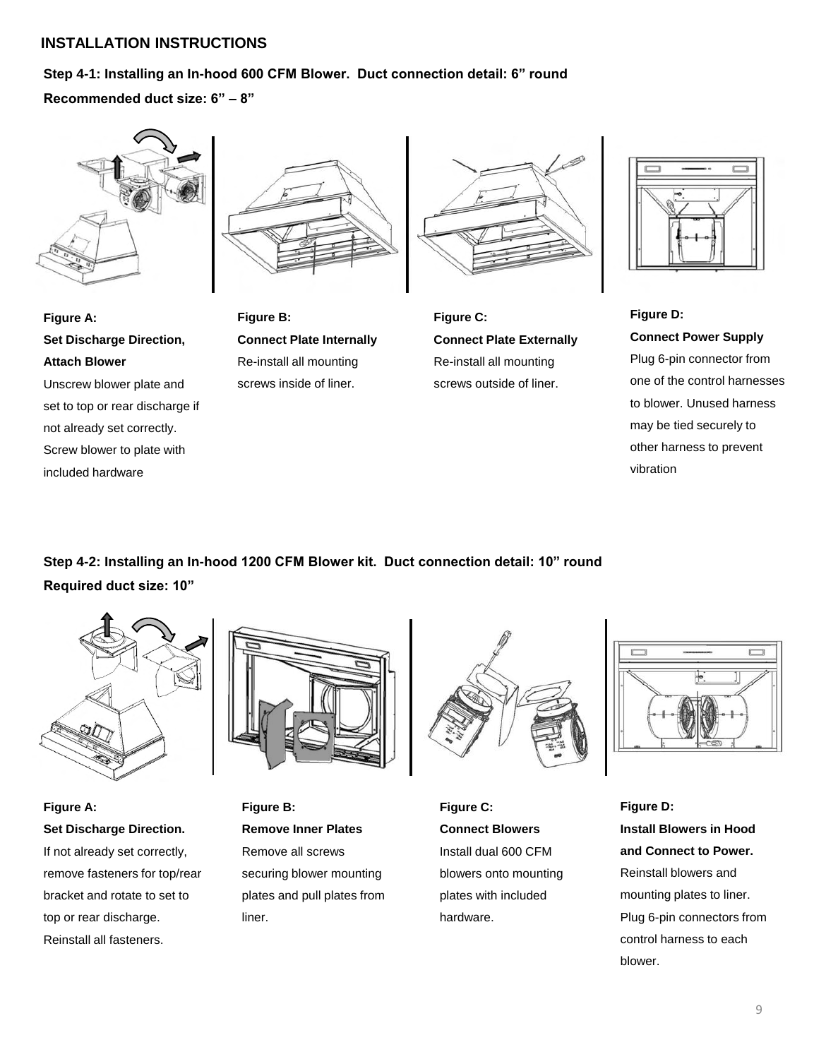## INSTALLATION INSTRUCTIONS

**Step 4-1: Installing an In-hood 600 CFM Blower. Duct connection detail: 6" round**

**Recommended duct size: 6" – 8"**

**Figure A:**
**Set Discharge Direction, Attach Blower**
Unscrew blower plate and set to top or rear discharge if not already set correctly. Screw blower to plate with included hardware

**Figure B:**
**Connect Plate Internally**
Re-install all mounting screws inside of liner.

**Figure C:**
**Connect Plate Externally**
Re-install all mounting screws outside of liner.

**Figure D:**
**Connect Power Supply**
Plug 6-pin connector from one of the control harnesses to blower. Unused harness may be tied securely to other harness to prevent vibration

**Step 4-2: Installing an In-hood 1200 CFM Blower kit. Duct connection detail: 10" round**

**Required duct size: 10"**

**Figure A:**
**Set Discharge Direction.**
If not already set correctly, remove fasteners for top/rear bracket and rotate to set to top or rear discharge. Reinstall all fasteners.

**Figure B:**
**Remove Inner Plates**
Remove all screws securing blower mounting plates and pull plates from liner.

**Figure C:**
**Connect Blowers**
Install dual 600 CFM blowers onto mounting plates with included hardware.

**Figure D:**
**Install Blowers in Hood and Connect to Power.**
Reinstall blowers and mounting plates to liner. Plug 6-pin connectors from control harness to each blower.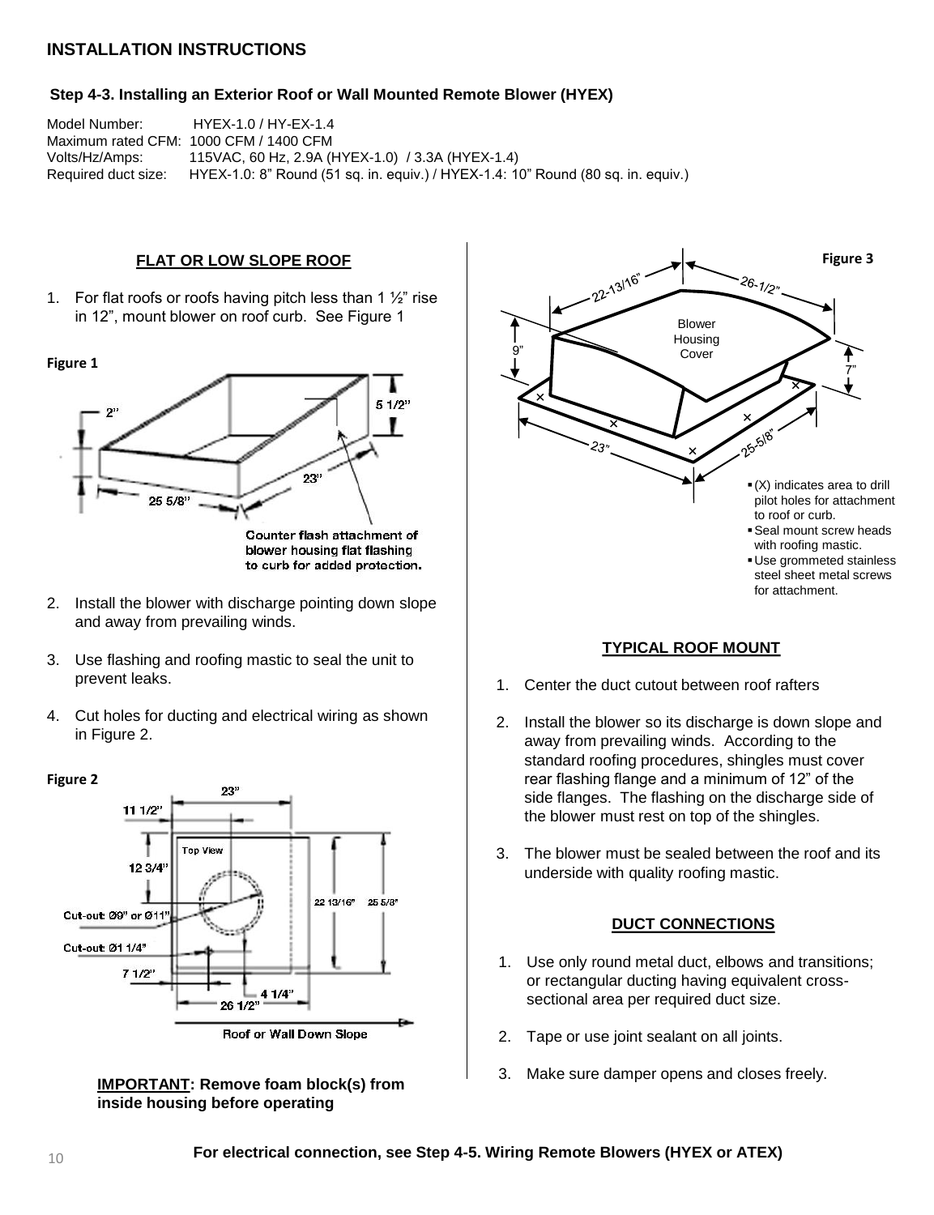## INSTALLATION INSTRUCTIONS

### Step 4-3. Installing an Exterior Roof or Wall Mounted Remote Blower (HYEX)

Model Number: HYEX-1.0 / HY-EX-1.4
Maximum rated CFM: 1000 CFM / 1400 CFM
Volts/Hz/Amps: 115VAC, 60 Hz, 2.9A (HYEX-1.0) / 3.3A (HYEX-1.4)
Required duct size: HYEX-1.0: 8" Round (51 sq. in. equiv.) / HYEX-1.4: 10" Round (80 sq. in. equiv.)

#### FLAT OR LOW SLOPE ROOF

1. For flat roofs or roofs having pitch less than 1 ½" rise in 12", mount blower on roof curb. See Figure 1

**Figure 1**

2" | 5 1/2" | 23" | 25 5/8"

Counter flash attachment of blower housing flat flashing to curb for added protection.

2. Install the blower with discharge pointing down slope and away from prevailing winds.

3. Use flashing and roofing mastic to seal the unit to prevent leaks.

4. Cut holes for ducting and electrical wiring as shown in Figure 2.

**Figure 2**

Top View

23" | 11 1/2" | 12 3/4" | Cut-out: Ø9" or Ø11" | Cut-out: Ø1 1/4" | 7 1/2" | 4 1/4" | 26 1/2" | 22 13/16" | 25 5/8"

Roof or Wall Down Slope

**IMPORTANT: Remove foam block(s) from inside housing before operating**

**Figure 3**

22-13/16" | 26-1/2" | 9" | 7" | 23" | 25-5/8"

Blower Housing Cover

- (X) indicates area to drill pilot holes for attachment to roof or curb.
- Seal mount screw heads with roofing mastic.
- Use grommeted stainless steel sheet metal screws for attachment.

#### TYPICAL ROOF MOUNT

1. Center the duct cutout between roof rafters

2. Install the blower so its discharge is down slope and away from prevailing winds. According to the standard roofing procedures, shingles must cover rear flashing flange and a minimum of 12" of the side flanges. The flashing on the discharge side of the blower must rest on top of the shingles.

3. The blower must be sealed between the roof and its underside with quality roofing mastic.

#### DUCT CONNECTIONS

1. Use only round metal duct, elbows and transitions; or rectangular ducting having equivalent cross-sectional area per required duct size.

2. Tape or use joint sealant on all joints.

3. Make sure damper opens and closes freely.

**For electrical connection, see Step 4-5. Wiring Remote Blowers (HYEX or ATEX)**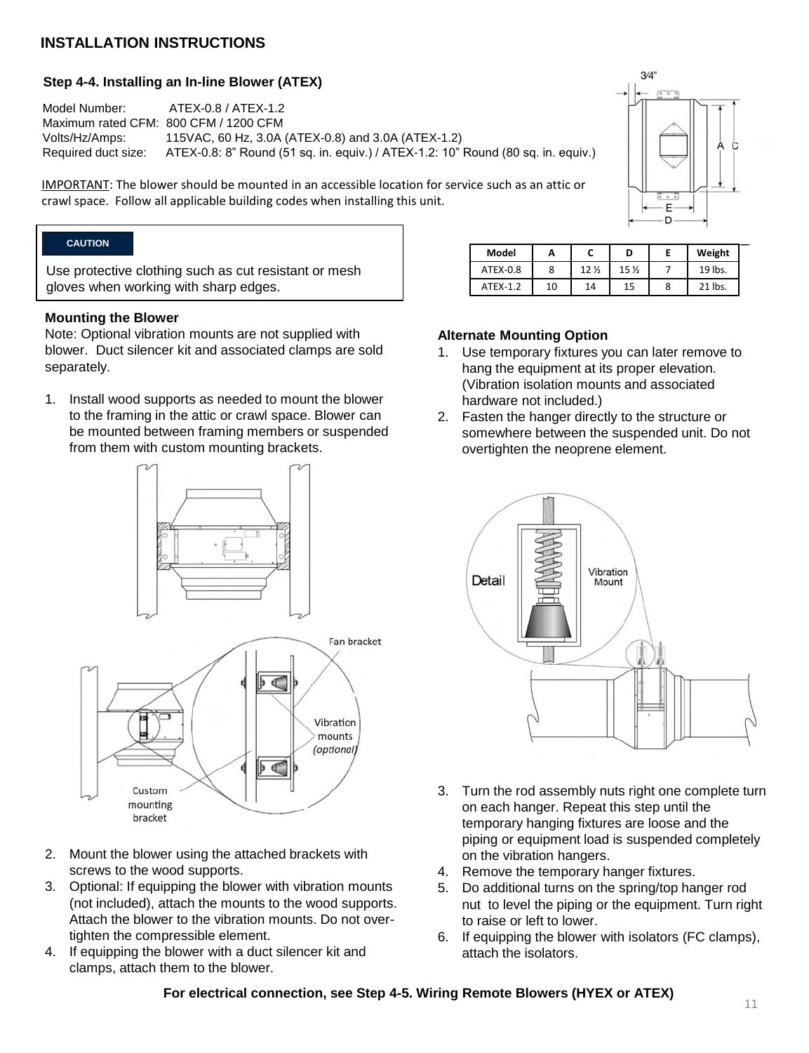## INSTALLATION INSTRUCTIONS

### Step 4-4. Installing an In-line Blower (ATEX)

Model Number: ATEX-0.8 / ATEX-1.2
Maximum rated CFM: 800 CFM / 1200 CFM
Volts/Hz/Amps: 115VAC, 60 Hz, 3.0A (ATEX-0.8) and 3.0A (ATEX-1.2)
Required duct size: ATEX-0.8: 8" Round (51 sq. in. equiv.) / ATEX-1.2: 10" Round (80 sq. in. equiv.)

IMPORTANT: The blower should be mounted in an accessible location for service such as an attic or crawl space. Follow all applicable building codes when installing this unit.

**CAUTION**

Use protective clothing such as cut resistant or mesh gloves when working with sharp edges.

| Model | A | C | D | E | Weight |
|---|---|---|---|---|---|
| ATEX-0.8 | 8 | 12 ½ | 15 ½ | 7 | 19 lbs. |
| ATEX-1.2 | 10 | 14 | 15 | 8 | 21 lbs. |

**Mounting the Blower**

Note: Optional vibration mounts are not supplied with blower. Duct silencer kit and associated clamps are sold separately.

1. Install wood supports as needed to mount the blower to the framing in the attic or crawl space. Blower can be mounted between framing members or suspended from them with custom mounting brackets.
2. Mount the blower using the attached brackets with screws to the wood supports.
3. Optional: If equipping the blower with vibration mounts (not included), attach the mounts to the wood supports. Attach the blower to the vibration mounts. Do not over-tighten the compressible element.
4. If equipping the blower with a duct silencer kit and clamps, attach them to the blower.

**Alternate Mounting Option**

1. Use temporary fixtures you can later remove to hang the equipment at its proper elevation. (Vibration isolation mounts and associated hardware not included.)
2. Fasten the hanger directly to the structure or somewhere between the suspended unit. Do not overtighten the neoprene element.
3. Turn the rod assembly nuts right one complete turn on each hanger. Repeat this step until the temporary hanging fixtures are loose and the piping or equipment load is suspended completely on the vibration hangers.
4. Remove the temporary hanger fixtures.
5. Do additional turns on the spring/top hanger rod nut to level the piping or the equipment. Turn right to raise or left to lower.
6. If equipping the blower with isolators (FC clamps), attach the isolators.

**For electrical connection, see Step 4-5. Wiring Remote Blowers (HYEX or ATEX)**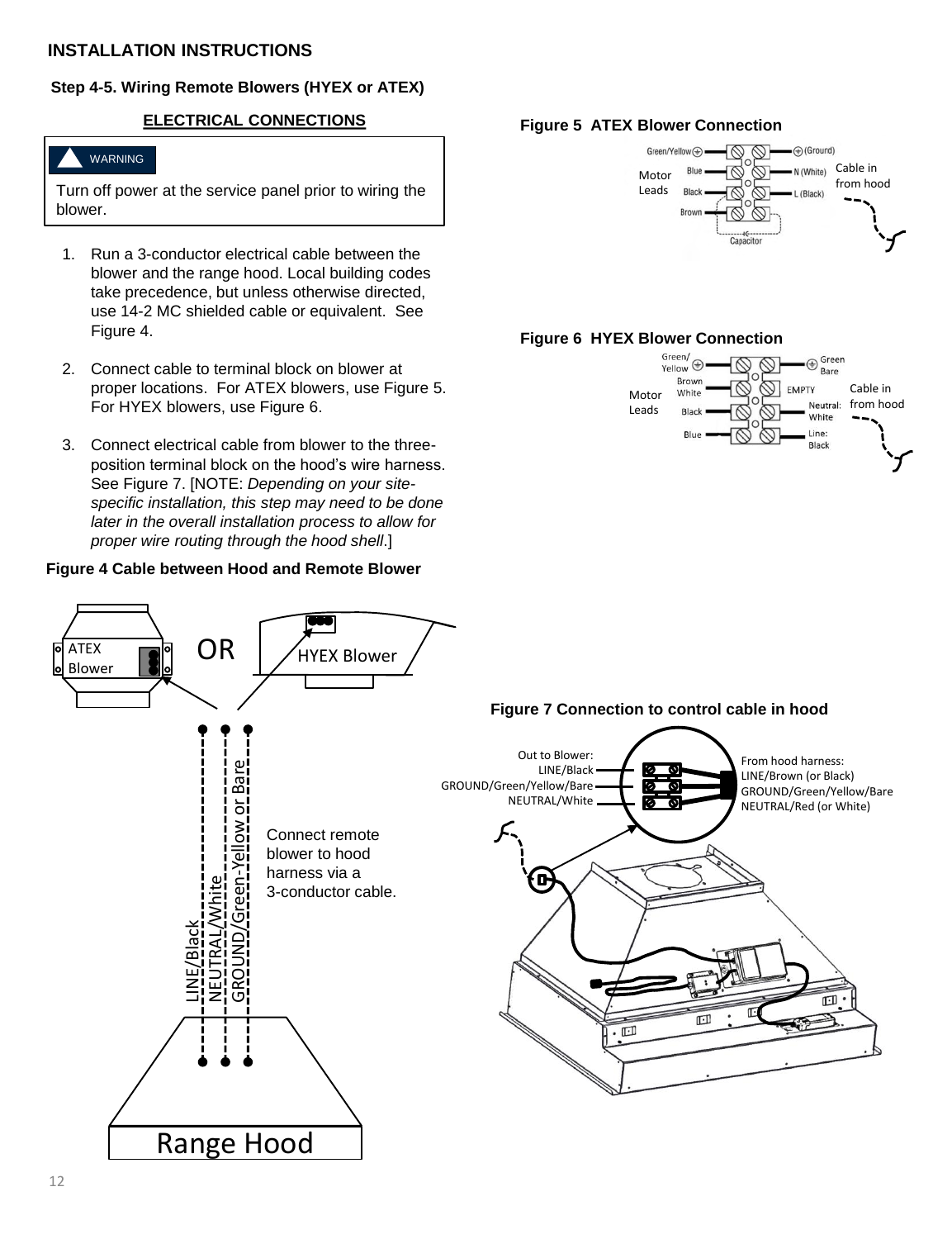## INSTALLATION INSTRUCTIONS

### Step 4-5. Wiring Remote Blowers (HYEX or ATEX)

**ELECTRICAL CONNECTIONS**

> **WARNING**
>
> Turn off power at the service panel prior to wiring the blower.

1. Run a 3-conductor electrical cable between the blower and the range hood. Local building codes take precedence, but unless otherwise directed, use 14-2 MC shielded cable or equivalent. See Figure 4.
2. Connect cable to terminal block on blower at proper locations. For ATEX blowers, use Figure 5. For HYEX blowers, use Figure 6.
3. Connect electrical cable from blower to the three-position terminal block on the hood's wire harness. See Figure 7. [NOTE: *Depending on your site-specific installation, this step may need to be done later in the overall installation process to allow for proper wire routing through the hood shell*.]

**Figure 4 Cable between Hood and Remote Blower**

**Figure 5 ATEX Blower Connection**

**Figure 6 HYEX Blower Connection**

**Figure 7 Connection to control cable in hood**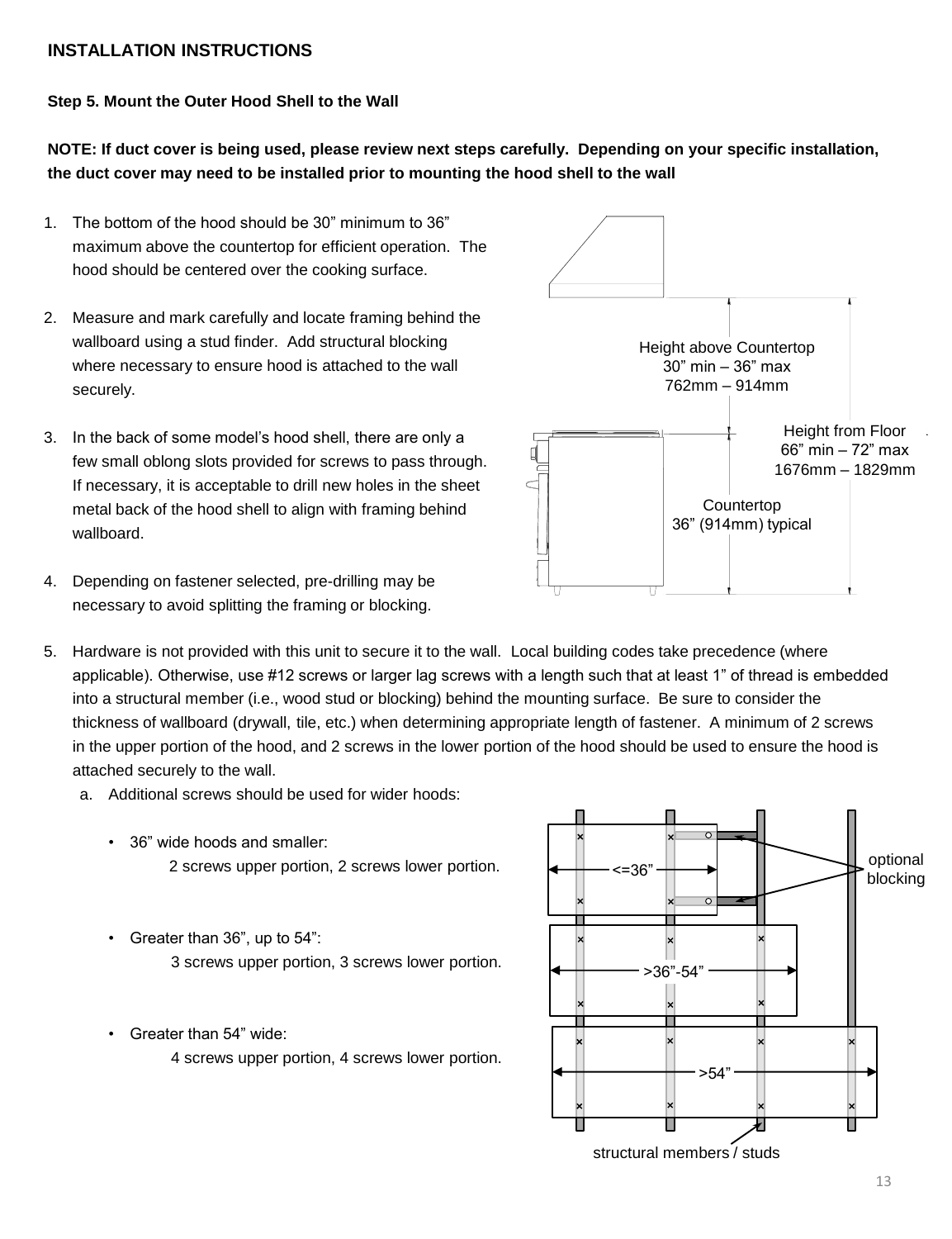## INSTALLATION INSTRUCTIONS

### Step 5. Mount the Outer Hood Shell to the Wall

**NOTE: If duct cover is being used, please review next steps carefully. Depending on your specific installation, the duct cover may need to be installed prior to mounting the hood shell to the wall**

1. The bottom of the hood should be 30” minimum to 36” maximum above the countertop for efficient operation. The hood should be centered over the cooking surface.

2. Measure and mark carefully and locate framing behind the wallboard using a stud finder. Add structural blocking where necessary to ensure hood is attached to the wall securely.

3. In the back of some model’s hood shell, there are only a few small oblong slots provided for screws to pass through. If necessary, it is acceptable to drill new holes in the sheet metal back of the hood shell to align with framing behind wallboard.

4. Depending on fastener selected, pre-drilling may be necessary to avoid splitting the framing or blocking.

Height above Countertop
30” min – 36” max
762mm – 914mm

Height from Floor
66” min – 72” max
1676mm – 1829mm

Countertop
36” (914mm) typical

5. Hardware is not provided with this unit to secure it to the wall. Local building codes take precedence (where applicable). Otherwise, use #12 screws or larger lag screws with a length such that at least 1” of thread is embedded into a structural member (i.e., wood stud or blocking) behind the mounting surface. Be sure to consider the thickness of wallboard (drywall, tile, etc.) when determining appropriate length of fastener. A minimum of 2 screws in the upper portion of the hood, and 2 screws in the lower portion of the hood should be used to ensure the hood is attached securely to the wall.
   a. Additional screws should be used for wider hoods:
      - 36” wide hoods and smaller:
        2 screws upper portion, 2 screws lower portion.
      - Greater than 36”, up to 54”:
        3 screws upper portion, 3 screws lower portion.
      - Greater than 54” wide:
        4 screws upper portion, 4 screws lower portion.

<=36”

>36”-54”

>54”

optional blocking

structural members / studs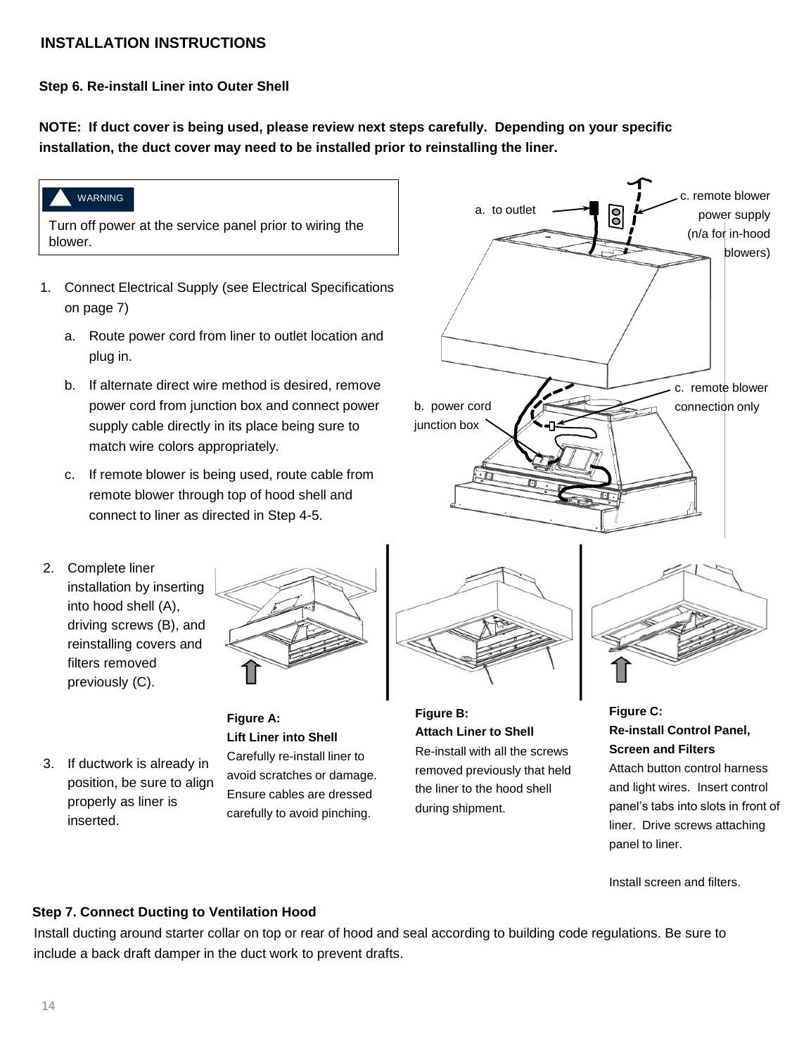## INSTALLATION INSTRUCTIONS

### Step 6. Re-install Liner into Outer Shell

**NOTE: If duct cover is being used, please review next steps carefully. Depending on your specific installation, the duct cover may need to be installed prior to reinstalling the liner.**

> **WARNING**
>
> Turn off power at the service panel prior to wiring the blower.

1. Connect Electrical Supply (see Electrical Specifications on page 7)
   a. Route power cord from liner to outlet location and plug in.
   b. If alternate direct wire method is desired, remove power cord from junction box and connect power supply cable directly in its place being sure to match wire colors appropriately.
   c. If remote blower is being used, route cable from remote blower through top of hood shell and connect to liner as directed in Step 4-5.

a. to outlet

c. remote blower power supply (n/a for in-hood blowers)

b. power cord junction box

c. remote blower connection only

2. Complete liner installation by inserting into hood shell (A), driving screws (B), and reinstalling covers and filters removed previously (C).

3. If ductwork is already in position, be sure to align properly as liner is inserted.

**Figure A:**
**Lift Liner into Shell**
Carefully re-install liner to avoid scratches or damage. Ensure cables are dressed carefully to avoid pinching.

**Figure B:**
**Attach Liner to Shell**
Re-install with all the screws removed previously that held the liner to the hood shell during shipment.

**Figure C:**
**Re-install Control Panel, Screen and Filters**
Attach button control harness and light wires. Insert control panel's tabs into slots in front of liner. Drive screws attaching panel to liner.

Install screen and filters.

### Step 7. Connect Ducting to Ventilation Hood

Install ducting around starter collar on top or rear of hood and seal according to building code regulations. Be sure to include a back draft damper in the duct work to prevent drafts.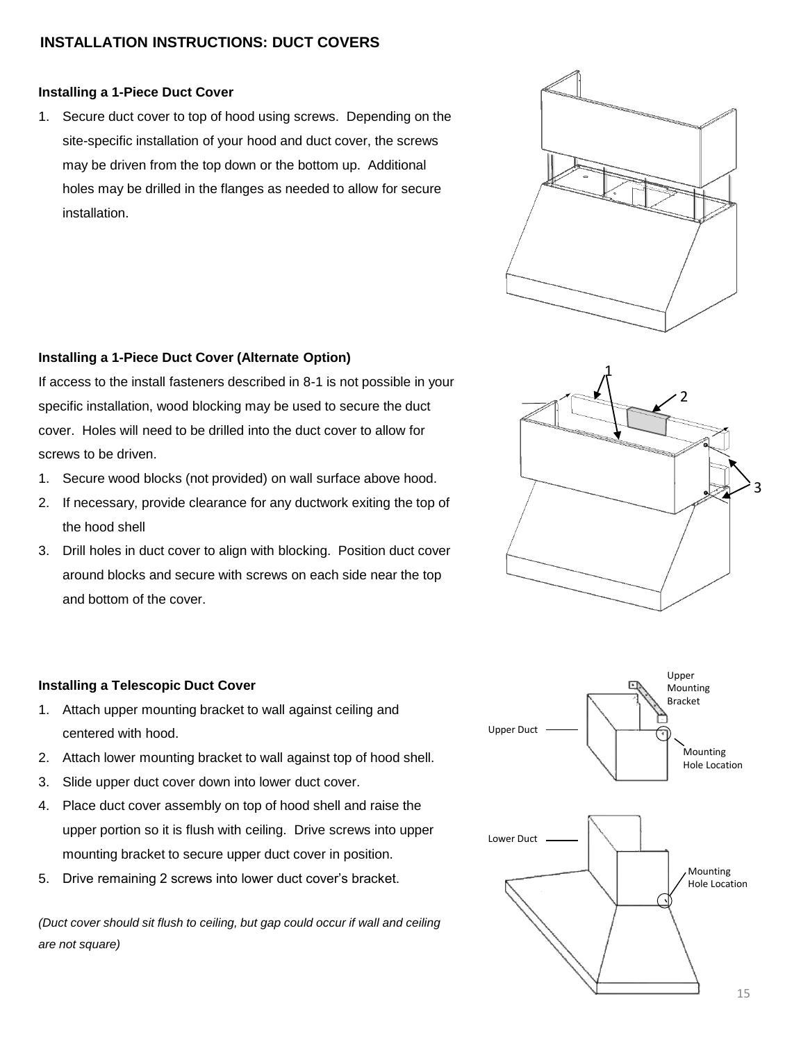## INSTALLATION INSTRUCTIONS: DUCT COVERS

### Installing a 1-Piece Duct Cover

1. Secure duct cover to top of hood using screws. Depending on the site-specific installation of your hood and duct cover, the screws may be driven from the top down or the bottom up. Additional holes may be drilled in the flanges as needed to allow for secure installation.

### Installing a 1-Piece Duct Cover (Alternate Option)

If access to the install fasteners described in 8-1 is not possible in your specific installation, wood blocking may be used to secure the duct cover. Holes will need to be drilled into the duct cover to allow for screws to be driven.

1. Secure wood blocks (not provided) on wall surface above hood.
2. If necessary, provide clearance for any ductwork exiting the top of the hood shell
3. Drill holes in duct cover to align with blocking. Position duct cover around blocks and secure with screws on each side near the top and bottom of the cover.

### Installing a Telescopic Duct Cover

1. Attach upper mounting bracket to wall against ceiling and centered with hood.
2. Attach lower mounting bracket to wall against top of hood shell.
3. Slide upper duct cover down into lower duct cover.
4. Place duct cover assembly on top of hood shell and raise the upper portion so it is flush with ceiling. Drive screws into upper mounting bracket to secure upper duct cover in position.
5. Drive remaining 2 screws into lower duct cover's bracket.

*(Duct cover should sit flush to ceiling, but gap could occur if wall and ceiling are not square)*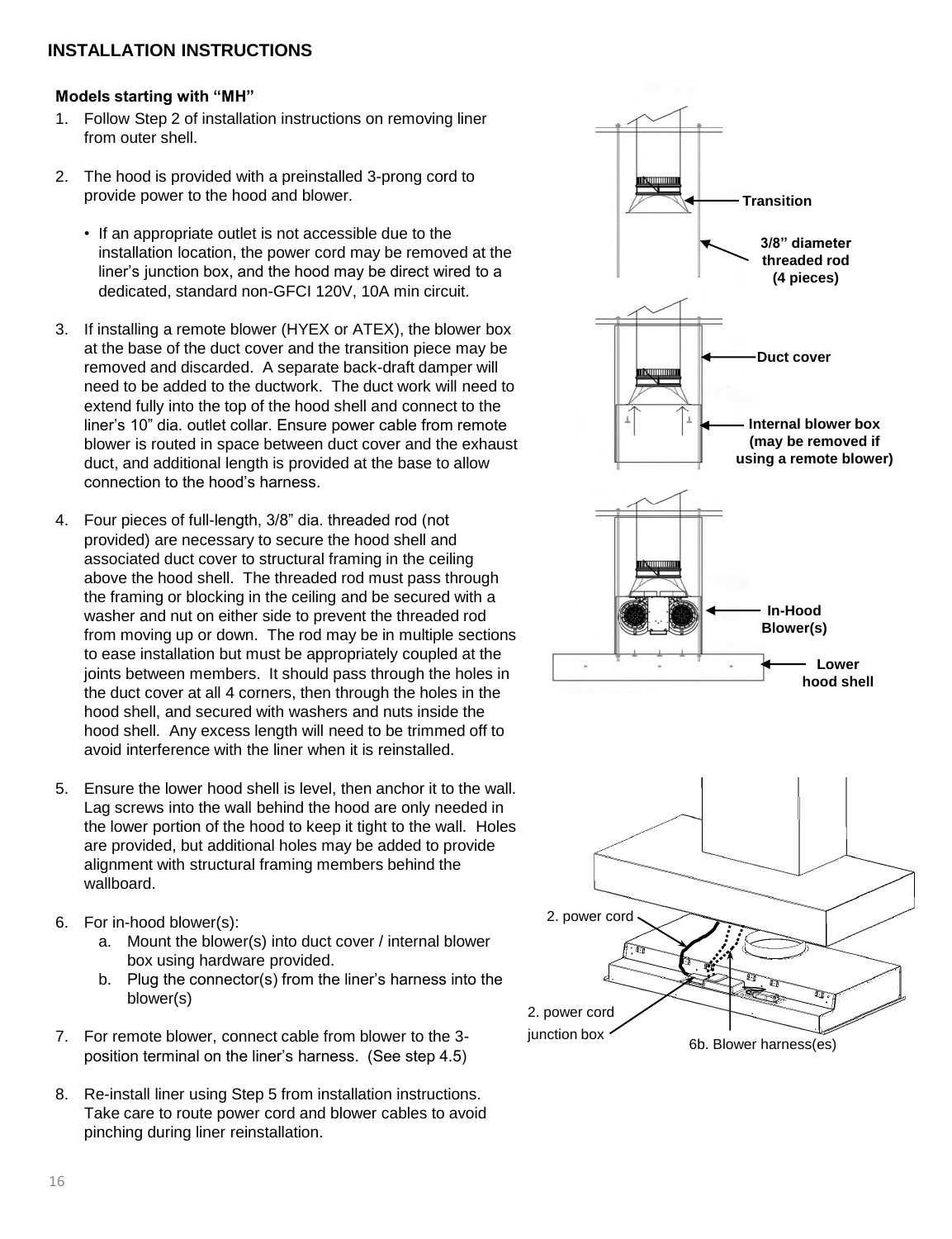## INSTALLATION INSTRUCTIONS

### Models starting with "MH"

1. Follow Step 2 of installation instructions on removing liner from outer shell.

2. The hood is provided with a preinstalled 3-prong cord to provide power to the hood and blower.

   - If an appropriate outlet is not accessible due to the installation location, the power cord may be removed at the liner's junction box, and the hood may be direct wired to a dedicated, standard non-GFCI 120V, 10A min circuit.

3. If installing a remote blower (HYEX or ATEX), the blower box at the base of the duct cover and the transition piece may be removed and discarded. A separate back-draft damper will need to be added to the ductwork. The duct work will need to extend fully into the top of the hood shell and connect to the liner's 10" dia. outlet collar. Ensure power cable from remote blower is routed in space between duct cover and the exhaust duct, and additional length is provided at the base to allow connection to the hood's harness.

4. Four pieces of full-length, 3/8" dia. threaded rod (not provided) are necessary to secure the hood shell and associated duct cover to structural framing in the ceiling above the hood shell. The threaded rod must pass through the framing or blocking in the ceiling and be secured with a washer and nut on either side to prevent the threaded rod from moving up or down. The rod may be in multiple sections to ease installation but must be appropriately coupled at the joints between members. It should pass through the holes in the duct cover at all 4 corners, then through the holes in the hood shell, and secured with washers and nuts inside the hood shell. Any excess length will need to be trimmed off to avoid interference with the liner when it is reinstalled.

5. Ensure the lower hood shell is level, then anchor it to the wall. Lag screws into the wall behind the hood are only needed in the lower portion of the hood to keep it tight to the wall. Holes are provided, but additional holes may be added to provide alignment with structural framing members behind the wallboard.

6. For in-hood blower(s):
   a. Mount the blower(s) into duct cover / internal blower box using hardware provided.
   b. Plug the connector(s) from the liner's harness into the blower(s)

7. For remote blower, connect cable from blower to the 3-position terminal on the liner's harness. (See step 4.5)

8. Re-install liner using Step 5 from installation instructions. Take care to route power cord and blower cables to avoid pinching during liner reinstallation.

Transition

3/8" diameter threaded rod (4 pieces)

Duct cover

Internal blower box (may be removed if using a remote blower)

In-Hood Blower(s)

Lower hood shell

2. power cord

2. power cord junction box

6b. Blower harness(es)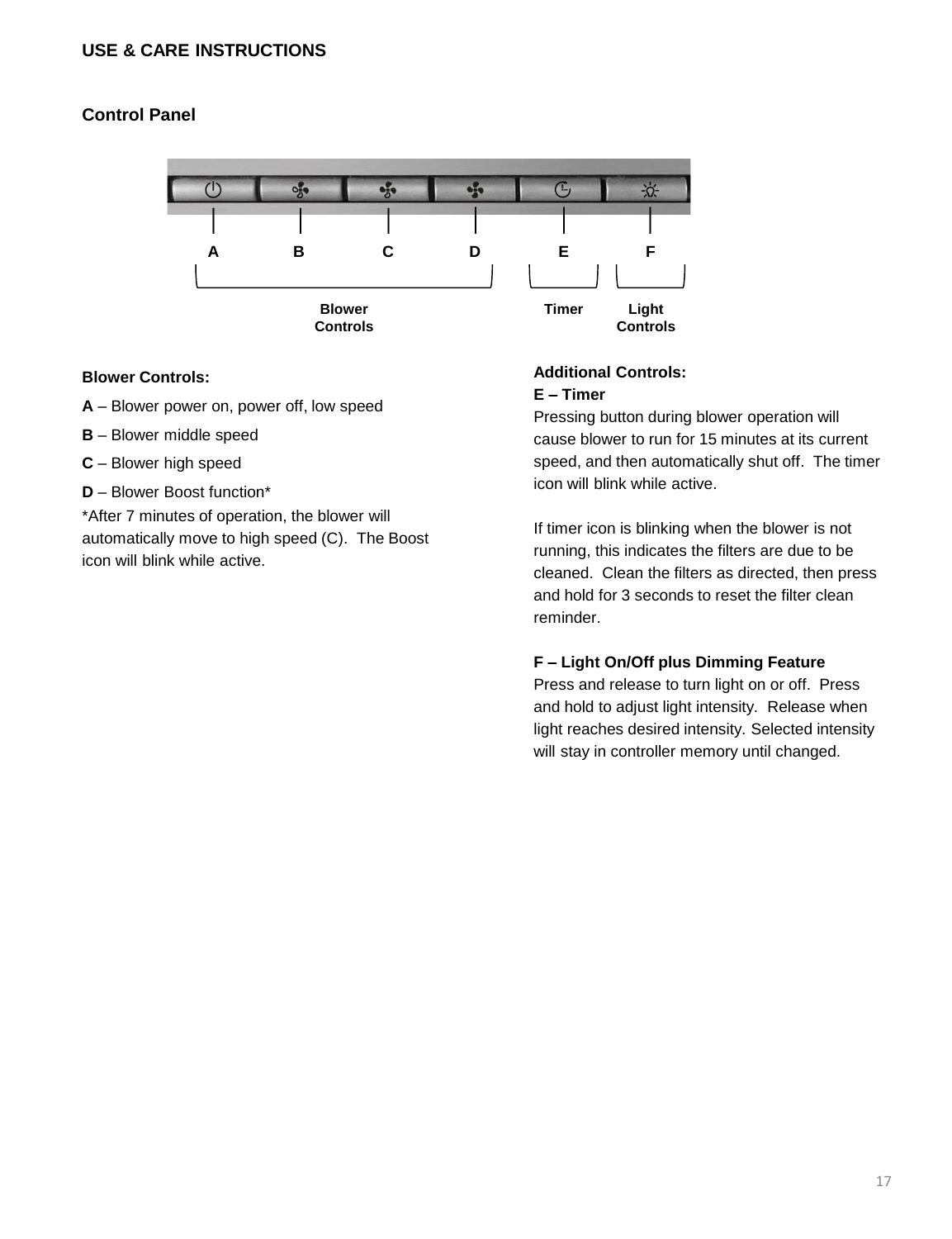## USE & CARE INSTRUCTIONS

### Control Panel

A B C D E F

Blower Controls | Timer | Light Controls

**Blower Controls:**

**A** – Blower power on, power off, low speed

**B** – Blower middle speed

**C** – Blower high speed

**D** – Blower Boost function*

*After 7 minutes of operation, the blower will automatically move to high speed (C). The Boost icon will blink while active.

**Additional Controls:**

**E – Timer**

Pressing button during blower operation will cause blower to run for 15 minutes at its current speed, and then automatically shut off. The timer icon will blink while active.

If timer icon is blinking when the blower is not running, this indicates the filters are due to be cleaned. Clean the filters as directed, then press and hold for 3 seconds to reset the filter clean reminder.

**F – Light On/Off plus Dimming Feature**

Press and release to turn light on or off. Press and hold to adjust light intensity. Release when light reaches desired intensity. Selected intensity will stay in controller memory until changed.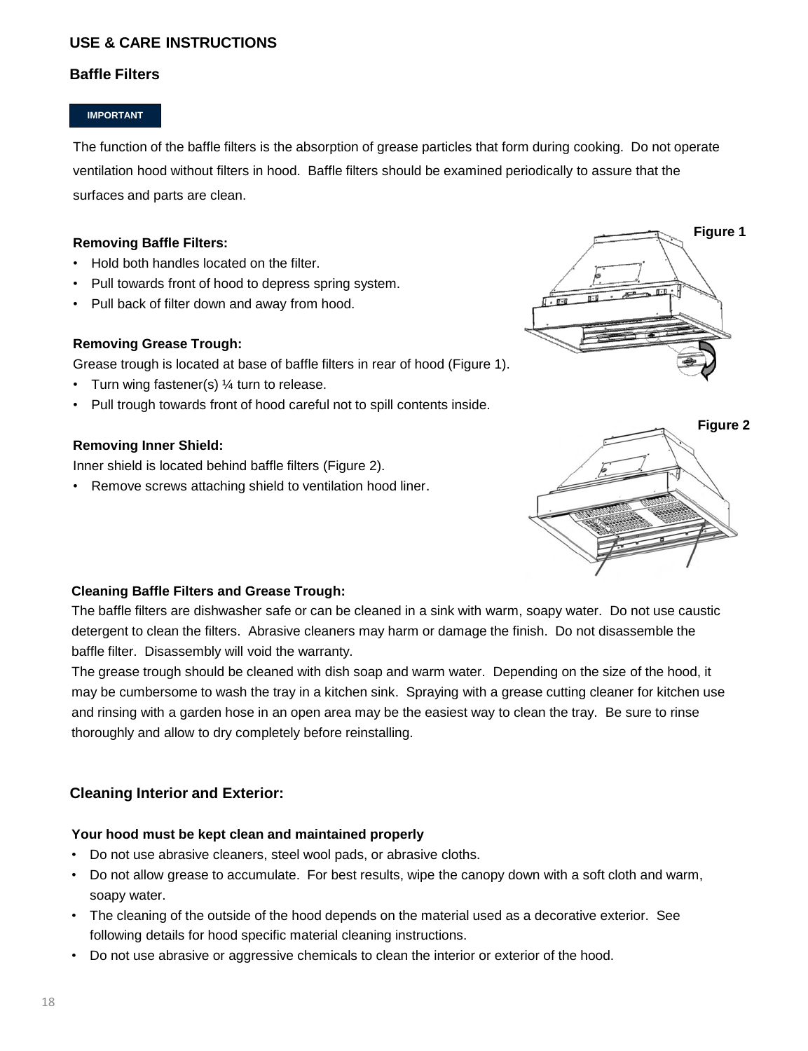## USE & CARE INSTRUCTIONS

### Baffle Filters

**IMPORTANT**

The function of the baffle filters is the absorption of grease particles that form during cooking. Do not operate ventilation hood without filters in hood. Baffle filters should be examined periodically to assure that the surfaces and parts are clean.

**Removing Baffle Filters:**

- Hold both handles located on the filter.
- Pull towards front of hood to depress spring system.
- Pull back of filter down and away from hood.

**Removing Grease Trough:**

Grease trough is located at base of baffle filters in rear of hood (Figure 1).

- Turn wing fastener(s) ¼ turn to release.
- Pull trough towards front of hood careful not to spill contents inside.

Figure 1

**Removing Inner Shield:**

Inner shield is located behind baffle filters (Figure 2).

- Remove screws attaching shield to ventilation hood liner.

Figure 2

**Cleaning Baffle Filters and Grease Trough:**

The baffle filters are dishwasher safe or can be cleaned in a sink with warm, soapy water. Do not use caustic detergent to clean the filters. Abrasive cleaners may harm or damage the finish. Do not disassemble the baffle filter. Disassembly will void the warranty.

The grease trough should be cleaned with dish soap and warm water. Depending on the size of the hood, it may be cumbersome to wash the tray in a kitchen sink. Spraying with a grease cutting cleaner for kitchen use and rinsing with a garden hose in an open area may be the easiest way to clean the tray. Be sure to rinse thoroughly and allow to dry completely before reinstalling.

### Cleaning Interior and Exterior:

**Your hood must be kept clean and maintained properly**

- Do not use abrasive cleaners, steel wool pads, or abrasive cloths.
- Do not allow grease to accumulate. For best results, wipe the canopy down with a soft cloth and warm, soapy water.
- The cleaning of the outside of the hood depends on the material used as a decorative exterior. See following details for hood specific material cleaning instructions.
- Do not use abrasive or aggressive chemicals to clean the interior or exterior of the hood.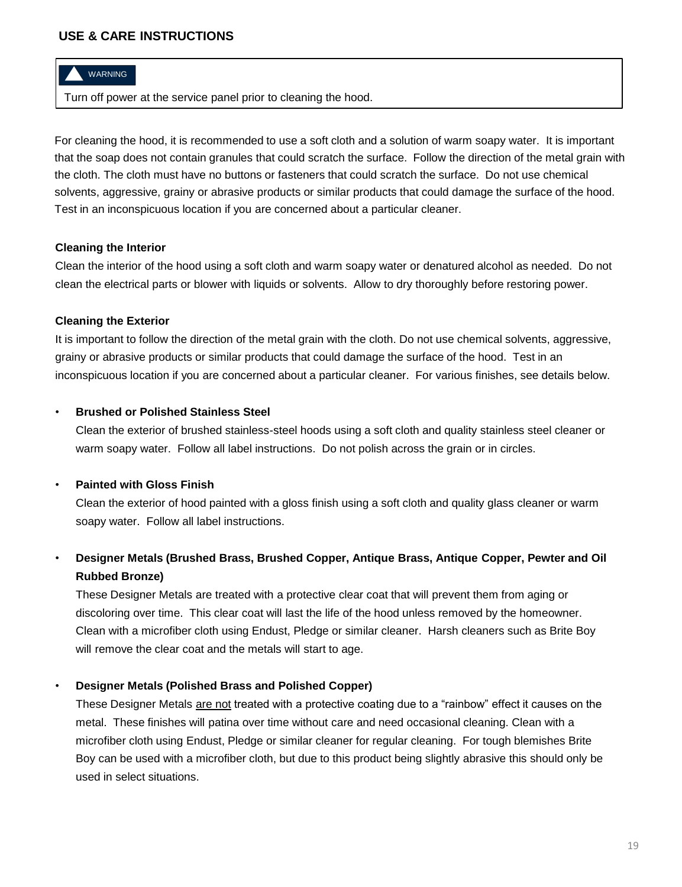## USE & CARE INSTRUCTIONS

> **WARNING**
>
> Turn off power at the service panel prior to cleaning the hood.

For cleaning the hood, it is recommended to use a soft cloth and a solution of warm soapy water. It is important that the soap does not contain granules that could scratch the surface. Follow the direction of the metal grain with the cloth. The cloth must have no buttons or fasteners that could scratch the surface. Do not use chemical solvents, aggressive, grainy or abrasive products or similar products that could damage the surface of the hood. Test in an inconspicuous location if you are concerned about a particular cleaner.

**Cleaning the Interior**

Clean the interior of the hood using a soft cloth and warm soapy water or denatured alcohol as needed. Do not clean the electrical parts or blower with liquids or solvents. Allow to dry thoroughly before restoring power.

**Cleaning the Exterior**

It is important to follow the direction of the metal grain with the cloth. Do not use chemical solvents, aggressive, grainy or abrasive products or similar products that could damage the surface of the hood. Test in an inconspicuous location if you are concerned about a particular cleaner. For various finishes, see details below.

- **Brushed or Polished Stainless Steel**

  Clean the exterior of brushed stainless-steel hoods using a soft cloth and quality stainless steel cleaner or warm soapy water. Follow all label instructions. Do not polish across the grain or in circles.

- **Painted with Gloss Finish**

  Clean the exterior of hood painted with a gloss finish using a soft cloth and quality glass cleaner or warm soapy water. Follow all label instructions.

- **Designer Metals (Brushed Brass, Brushed Copper, Antique Brass, Antique Copper, Pewter and Oil Rubbed Bronze)**

  These Designer Metals are treated with a protective clear coat that will prevent them from aging or discoloring over time. This clear coat will last the life of the hood unless removed by the homeowner. Clean with a microfiber cloth using Endust, Pledge or similar cleaner. Harsh cleaners such as Brite Boy will remove the clear coat and the metals will start to age.

- **Designer Metals (Polished Brass and Polished Copper)**

  These Designer Metals <u>are not</u> treated with a protective coating due to a "rainbow" effect it causes on the metal. These finishes will patina over time without care and need occasional cleaning. Clean with a microfiber cloth using Endust, Pledge or similar cleaner for regular cleaning. For tough blemishes Brite Boy can be used with a microfiber cloth, but due to this product being slightly abrasive this should only be used in select situations.